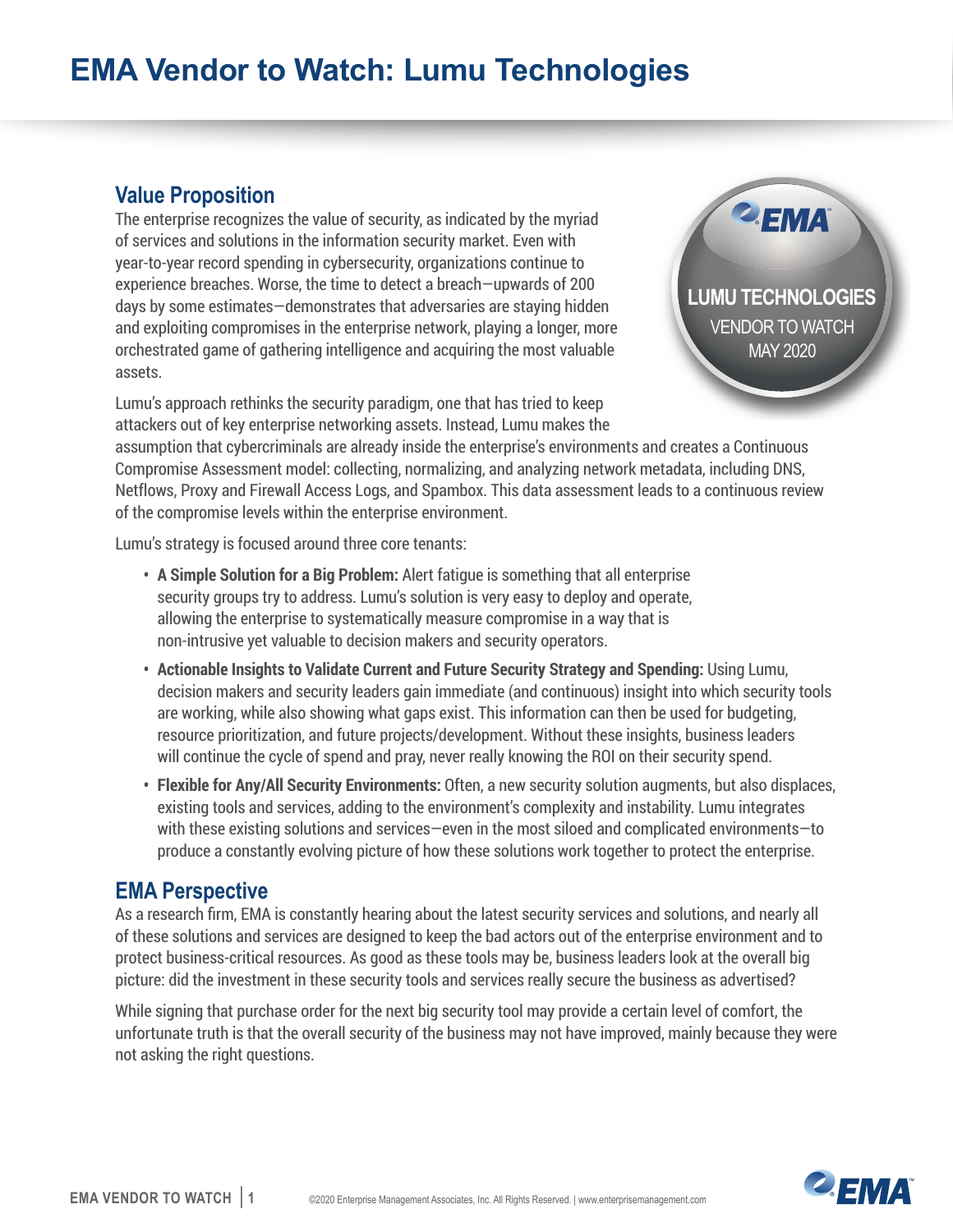# EMA Vendor to Watch: Lumu Technologies

## Value Proposition

The enterprise recognizes the value of security, as indicated by the myriad of services and solutions in the information security market. Even with year-to-year record spending in cybersecurity, organizations continue to experience breaches. Worse, the time to detect a breach—upwards of 200 days by some estimates—demonstrates that adversaries are staying hidden and exploiting compromises in the enterprise network, playing a longer, more orchestrated game of gathering intelligence and acquiring the most valuable assets.

Lumu's approach rethinks the security paradigm, one that has tried to keep attackers out of key enterprise networking assets. Instead, Lumu makes the assumption that cybercriminals are already inside the enterprise's environments and creates a Continuous Compromise Assessment model: collecting, normalizing, and analyzing network metadata, including DNS, Netflows, Proxy and Firewall Access Logs, and Spambox. This data assessment leads to a continuous review of the compromise levels within the enterprise environment.

Lumu's strategy is focused around three core tenants:

- **A Simple Solution for a Big Problem:** Alert fatigue is something that all enterprise security groups try to address. Lumu's solution is very easy to deploy and operate, allowing the enterprise to systematically measure compromise in a way that is non-intrusive yet valuable to decision makers and security operators.
- **Actionable Insights to Validate Current and Future Security Strategy and Spending:** Using Lumu, decision makers and security leaders gain immediate (and continuous) insight into which security tools are working, while also showing what gaps exist. This information can then be used for budgeting, resource prioritization, and future projects/development. Without these insights, business leaders will continue the cycle of spend and pray, never really knowing the ROI on their security spend.
- **Flexible for Any/All Security Environments:** Often, a new security solution augments, but also displaces, existing tools and services, adding to the environment's complexity and instability. Lumu integrates with these existing solutions and services—even in the most siloed and complicated environments—to produce a constantly evolving picture of how these solutions work together to protect the enterprise.

## EMA Perspective

As a research firm, EMA is constantly hearing about the latest security services and solutions, and nearly all of these solutions and services are designed to keep the bad actors out of the enterprise environment and to protect business-critical resources. As good as these tools may be, business leaders look at the overall big picture: did the investment in these security tools and services really secure the business as advertised?

While signing that purchase order for the next big security tool may provide a certain level of comfort, the unfortunate truth is that the overall security of the business may not have improved, mainly because they were not asking the right questions.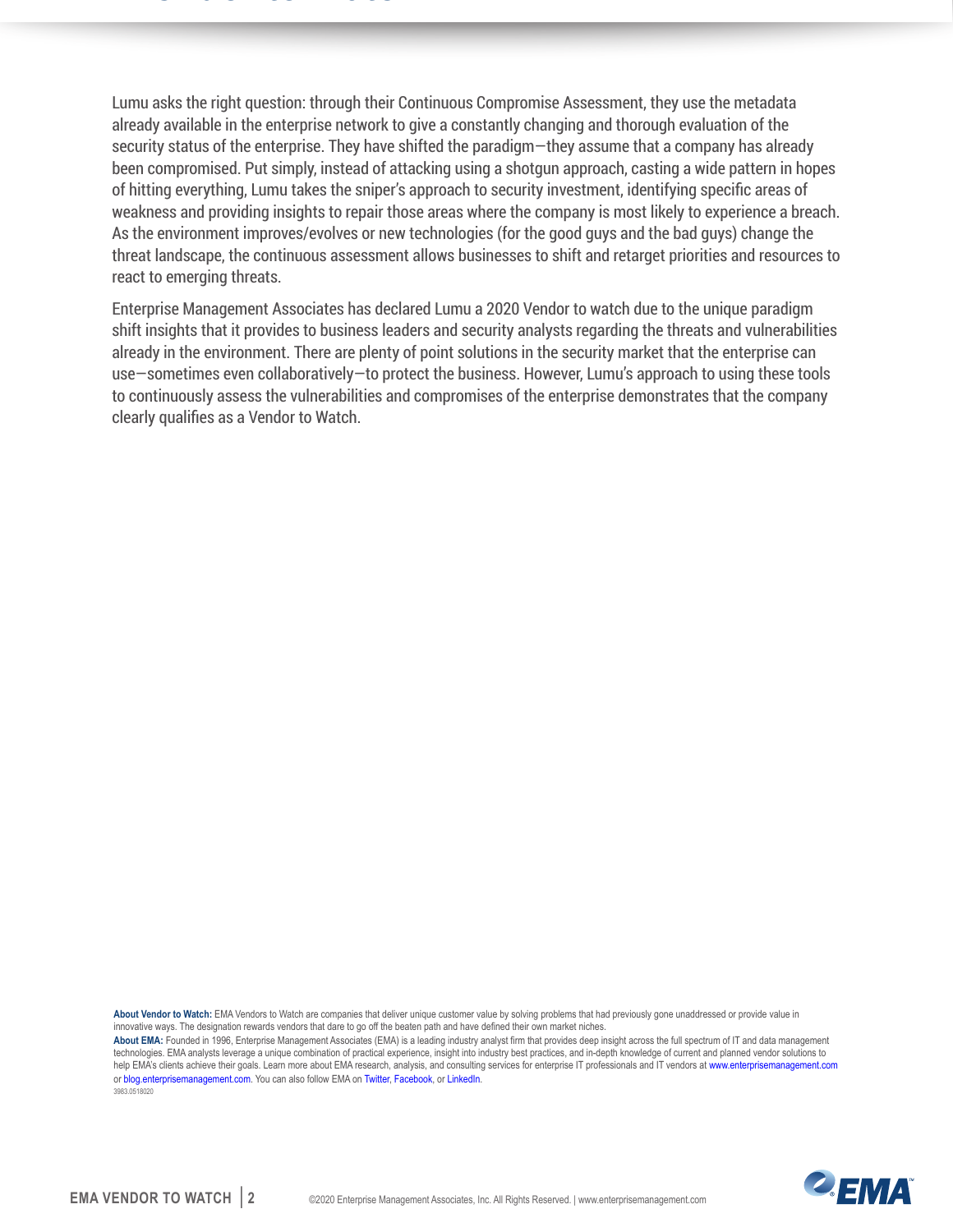Lumu asks the right question: through their Continuous Compromise Assessment, they use the metadata already available in the enterprise network to give a constantly changing and thorough evaluation of the security status of the enterprise. They have shifted the paradigm—they assume that a company has already been compromised. Put simply, instead of attacking using a shotgun approach, casting a wide pattern in hopes of hitting everything, Lumu takes the sniper's approach to security investment, identifying specific areas of weakness and providing insights to repair those areas where the company is most likely to experience a breach. As the environment improves/evolves or new technologies (for the good guys and the bad guys) change the threat landscape, the continuous assessment allows businesses to shift and retarget priorities and resources to react to emerging threats.

Enterprise Management Associates has declared Lumu a 2020 Vendor to watch due to the unique paradigm shift insights that it provides to business leaders and security analysts regarding the threats and vulnerabilities already in the environment. There are plenty of point solutions in the security market that the enterprise can use—sometimes even collaboratively—to protect the business. However, Lumu's approach to using these tools to continuously assess the vulnerabilities and compromises of the enterprise demonstrates that the company clearly qualifies as a Vendor to Watch.

**About Vendor to Watch:** EMA Vendors to Watch are companies that deliver unique customer value by solving problems that had previously gone unaddressed or provide value in innovative ways. The designation rewards vendors that dare to go off the beaten path and have defined their own market niches.

**About EMA:** Founded in 1996, Enterprise Management Associates (EMA) is a leading industry analyst firm that provides deep insight across the full spectrum of IT and data management technologies. EMA analysts leverage a unique combination of practical experience, insight into industry best practices, and in-depth knowledge of current and planned vendor solutions to help EMA's clients achieve their goals. Learn more about EMA research, analysis, and consulting services for enterprise IT professionals and IT vendors at www.enterprisemanagement.com or blog.enterprisemanagement.com. You can also follow EMA on Twitter, Facebook, or LinkedIn.

3983.0518020

©2020 Enterprise Management Associates, Inc. All Rights Reserved. | www.enterprisemanagement.com